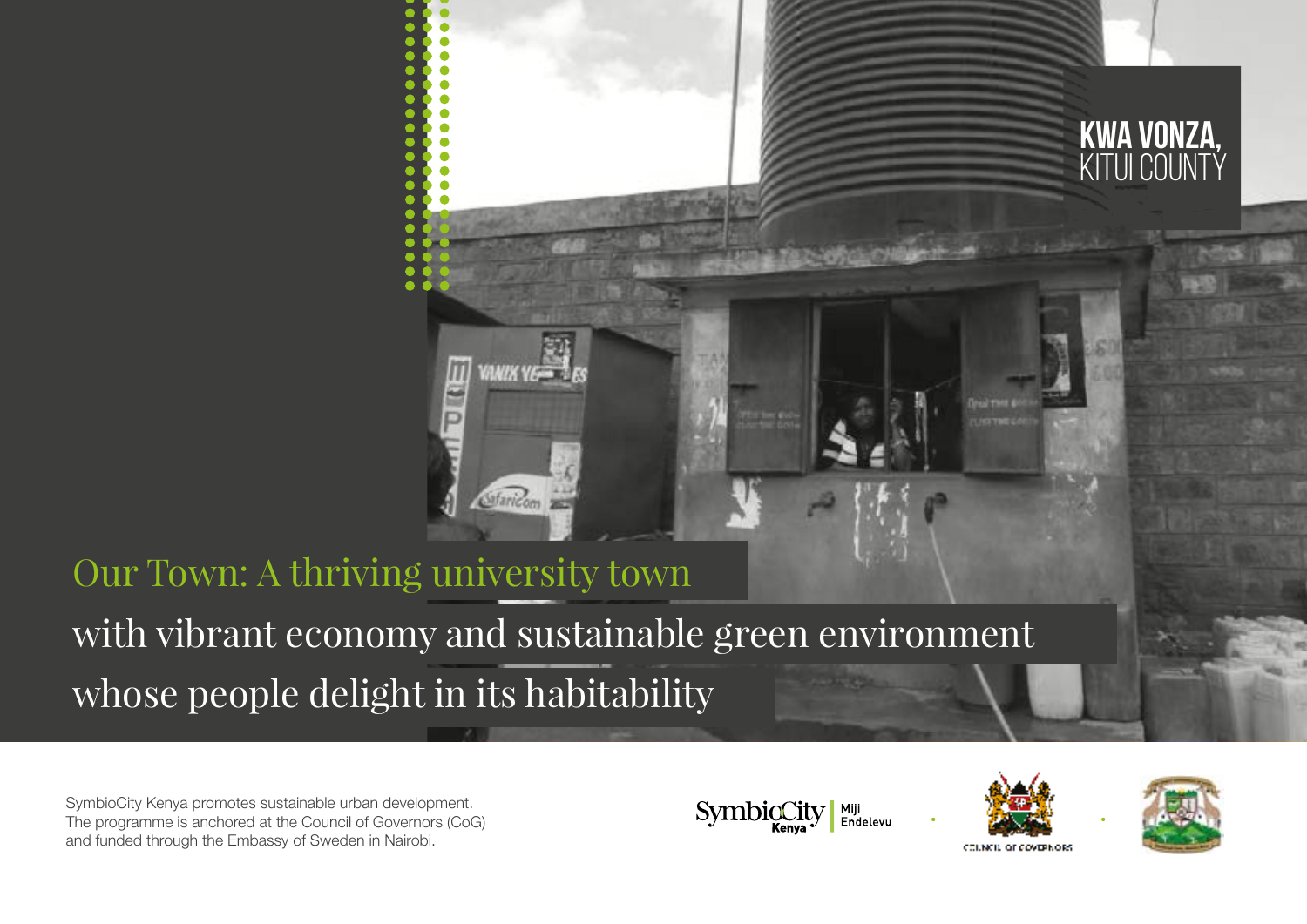# KWA VONZA, KITUI COUNTY

## Our Town: A thriving university town with vibrant economy and sustainable green environment whose people delight in its habitability

SymbioCity Kenya promotes sustainable urban development. The programme is anchored at the Council of Governors (CoG) and funded through the Embassy of Sweden in Nairobi.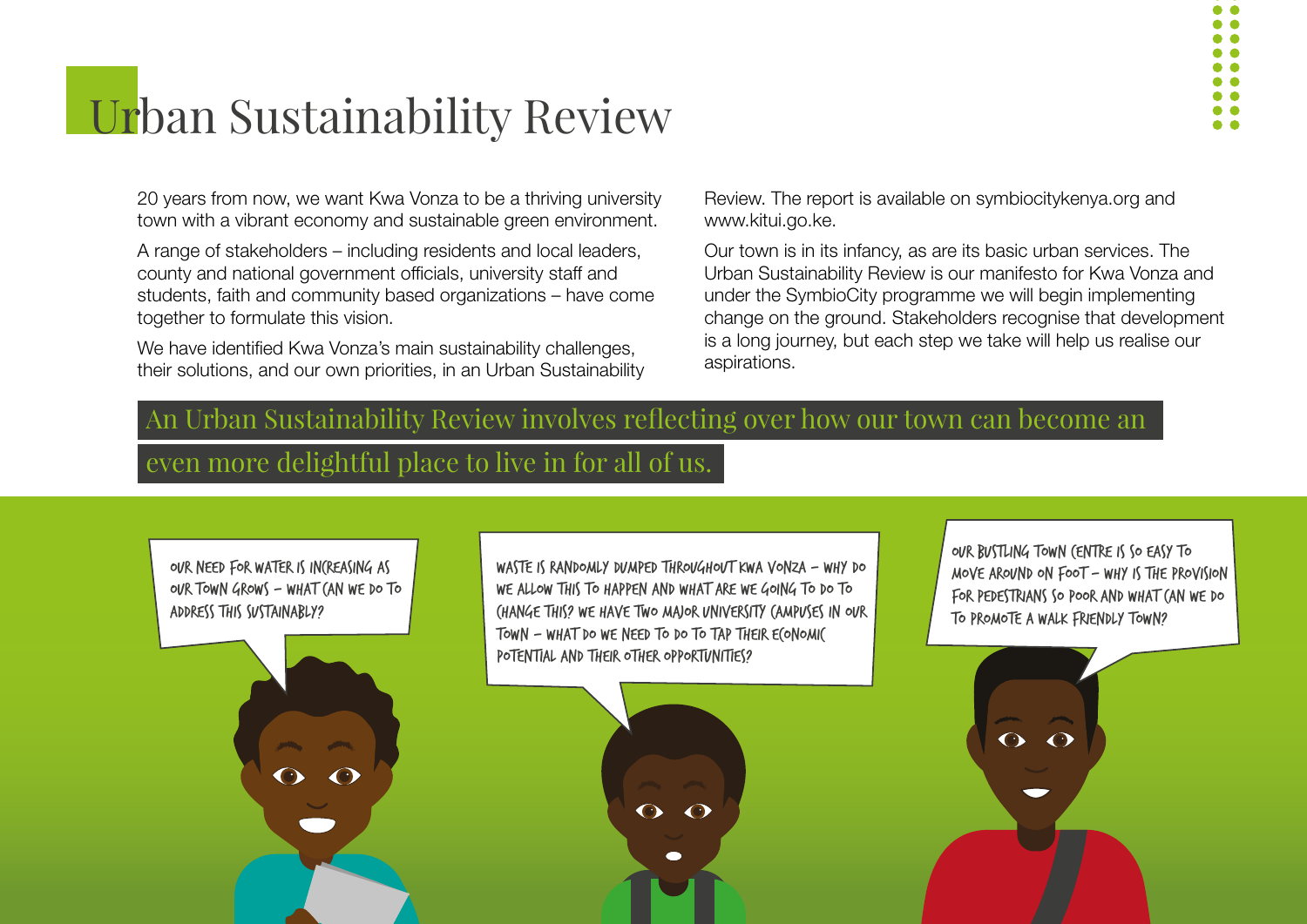# Urban Sustainability Review

20 years from now, we want Kwa Vonza to be a thriving university town with a vibrant economy and sustainable green environment.

A range of stakeholders – including residents and local leaders, county and national government officials, university staff and students, faith and community based organizations – have come together to formulate this vision.

We have identified Kwa Vonza's main sustainability challenges, their solutions, and our own priorities, in an Urban Sustainability Review. The report is available on symbiocitykenya.org and www.kitui.go.ke.

Our town is in its infancy, as are its basic urban services. The Urban Sustainability Review is our manifesto for Kwa Vonza and under the SymbioCity programme we will begin implementing change on the ground. Stakeholders recognise that development is a long journey, but each step we take will help us realise our aspirations.

**An Urban Sustainability Review involves reflecting over how our town can become an even more delightful place to live in for all of us.**

OUR NEED FOR WATER IS INCREASING AS OUR TOWN GROWS – WHAT CAN WE DO TO ADDRESS THIS SUSTAINABLY?

WASTE IS RANDOMLY DUMPED THROUGHOUT KWA VONZA – WHY DO WE ALLOW THIS TO HAPPEN AND WHAT ARE WE GOING TO DO TO CHANGE THIS? WE HAVE TWO MAJOR UNIVERSITY CAMPUSES IN OUR TOWN – WHAT DO WE NEED TO DO TO TAP THEIR ECONOMIC POTENTIAL AND THEIR OTHER OPPORTUNITIES?

OUR BUSTLING TOWN CENTRE IS SO EASY TO MOVE AROUND ON FOOT – WHY IS THE PROVISION FOR PEDESTRIANS SO POOR AND WHAT CAN WE DO TO PROMOTE A WALK FRIENDLY TOWN?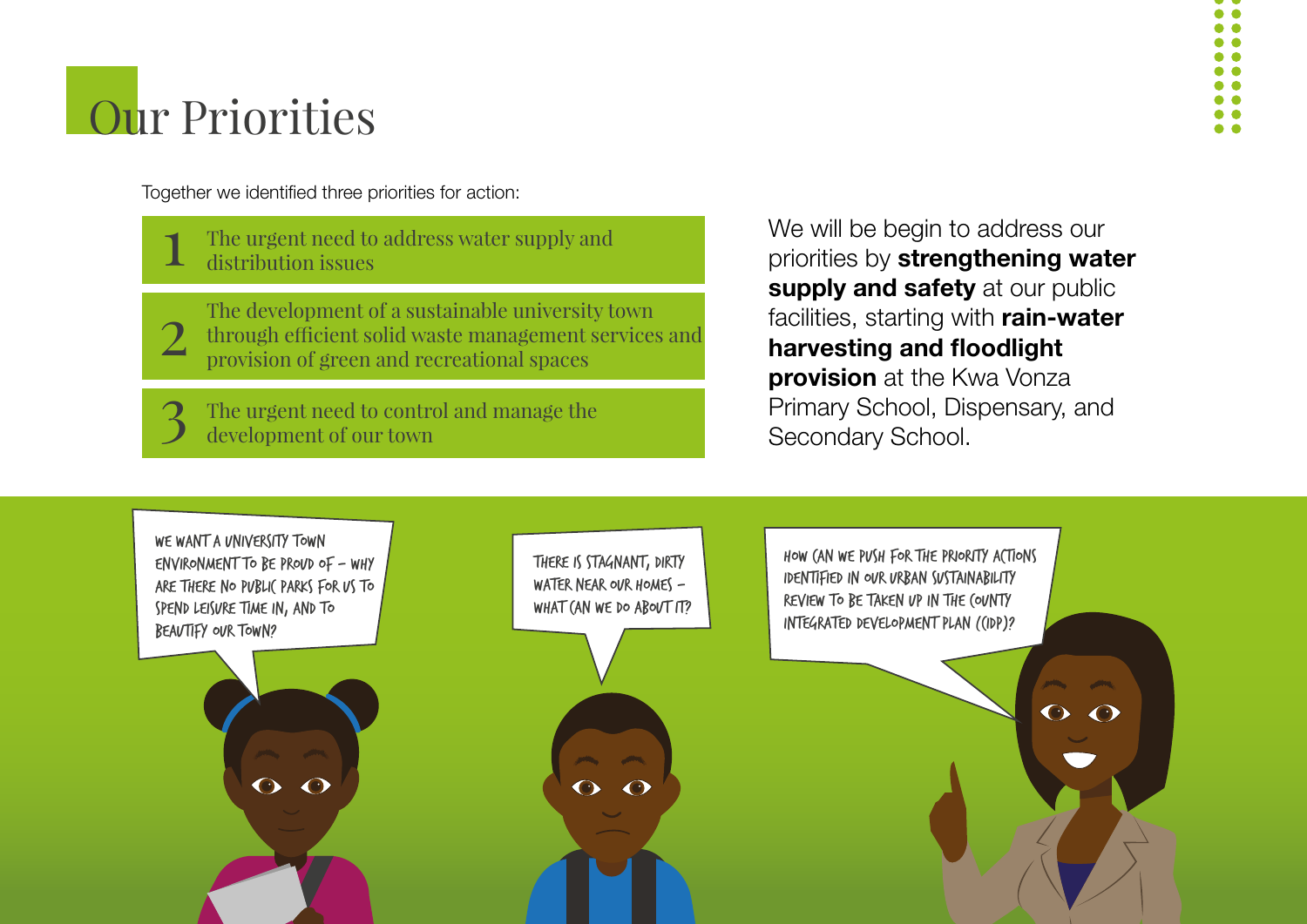# Our Priorities

Together we identified three priorities for action:

1. The urgent need to address water supply and distribution issues
2. The development of a sustainable university town through efficient solid waste management services and provision of green and recreational spaces
3. The urgent need to control and manage the development of our town

We will be begin to address our priorities by **strengthening water supply and safety** at our public facilities, starting with **rain-water harvesting and floodlight provision** at the Kwa Vonza Primary School, Dispensary, and Secondary School.

WE WANT A UNIVERSITY TOWN ENVIRONMENT TO BE PROUD OF – WHY ARE THERE NO PUBLIC PARKS FOR US TO SPEND LEISURE TIME IN, AND TO BEAUTIFY OUR TOWN?

THERE IS STAGNANT, DIRTY WATER NEAR OUR HOMES – WHAT CAN WE DO ABOUT IT?

HOW CAN WE PUSH FOR THE PRIORITY ACTIONS IDENTIFIED IN OUR URBAN SUSTAINABILITY REVIEW TO BE TAKEN UP IN THE COUNTY INTEGRATED DEVELOPMENT PLAN (CIDP)?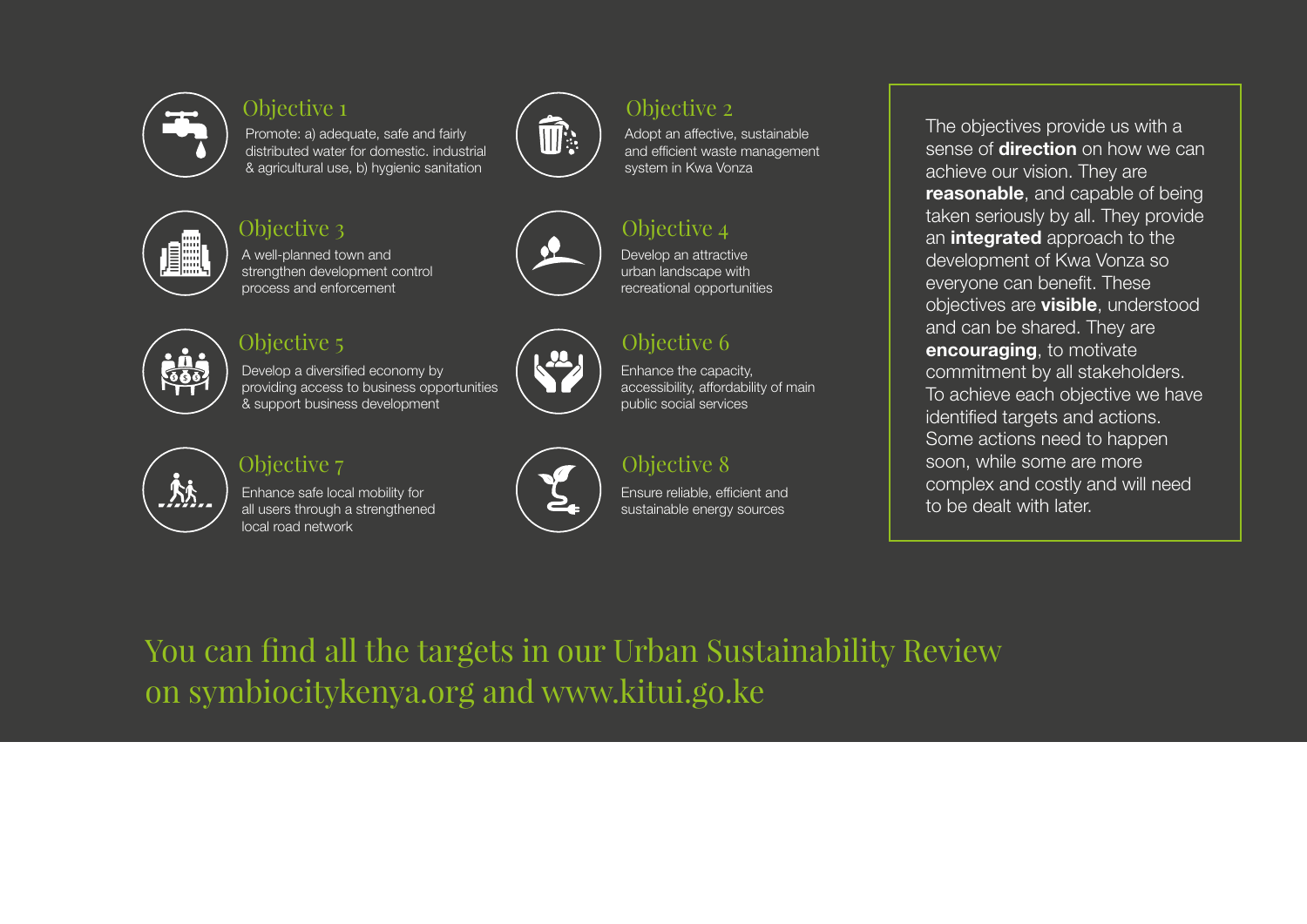## Objective 1

Promote: a) adequate, safe and fairly distributed water for domestic. industrial & agricultural use, b) hygienic sanitation

## Objective 2

Adopt an affective, sustainable and efficient waste management system in Kwa Vonza

## Objective 3

A well-planned town and strengthen development control process and enforcement

## Objective 4

Develop an attractive urban landscape with recreational opportunities

## Objective 5

Develop a diversified economy by providing access to business opportunities & support business development

## Objective 6

Enhance the capacity, accessibility, affordability of main public social services

## Objective 7

Enhance safe local mobility for all users through a strengthened local road network

## Objective 8

Ensure reliable, efficient and sustainable energy sources

The objectives provide us with a sense of **direction** on how we can achieve our vision. They are **reasonable**, and capable of being taken seriously by all. They provide an **integrated** approach to the development of Kwa Vonza so everyone can benefit. These objectives are **visible**, understood and can be shared. They are **encouraging**, to motivate commitment by all stakeholders. To achieve each objective we have identified targets and actions. Some actions need to happen soon, while some are more complex and costly and will need to be dealt with later.

You can find all the targets in our Urban Sustainability Review on symbiocitykenya.org and www.kitui.go.ke